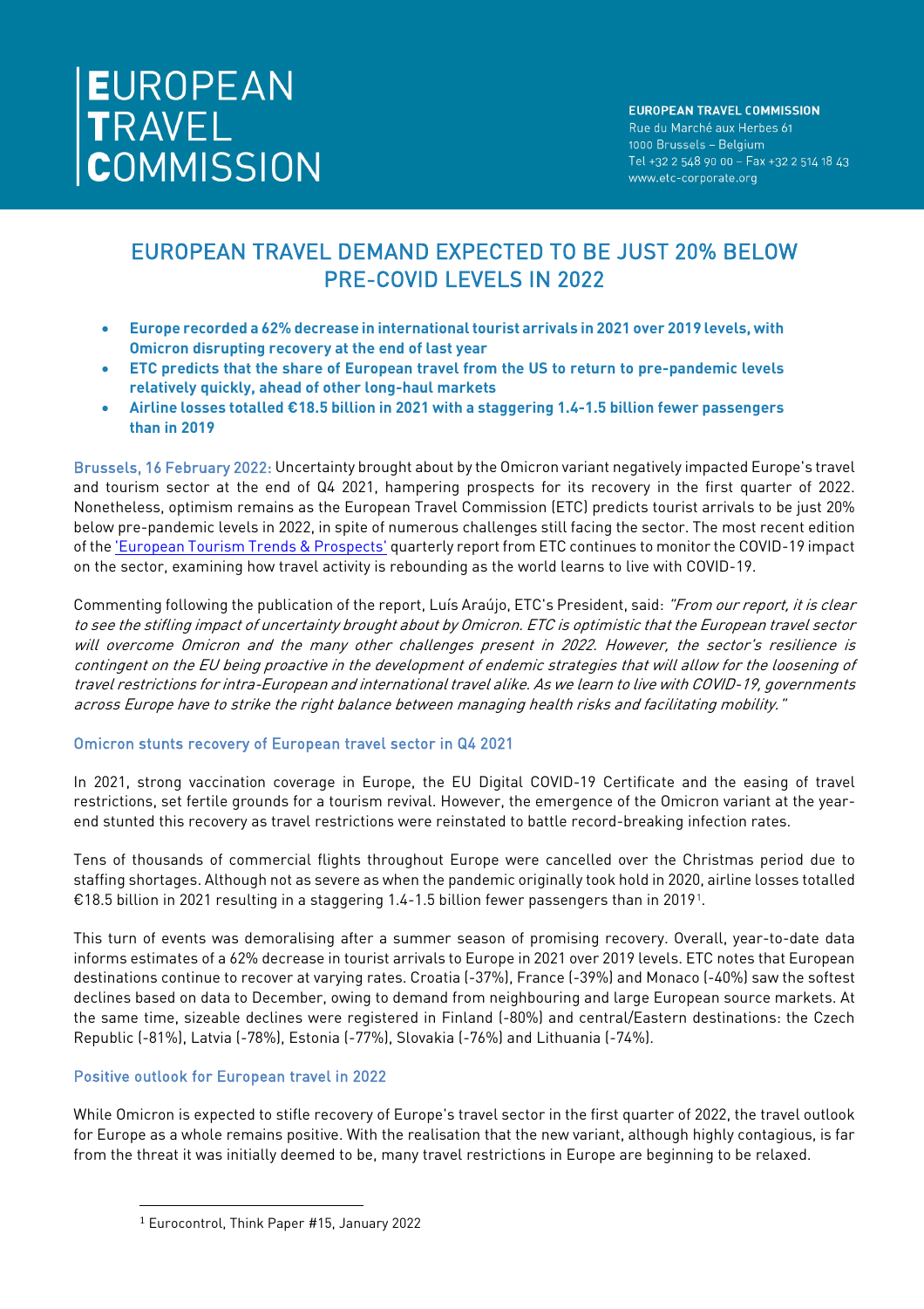# EUROPEAN TRAVEL COMMISSION

**EUROPEAN TRAVEL COMMISSION**
Rue du Marché aux Herbes 61
1000 Brussels – Belgium
Tel +32 2 548 90 00 – Fax +32 2 514 18 43
www.etc-corporate.org

## EUROPEAN TRAVEL DEMAND EXPECTED TO BE JUST 20% BELOW PRE-COVID LEVELS IN 2022

- **Europe recorded a 62% decrease in international tourist arrivals in 2021 over 2019 levels, with Omicron disrupting recovery at the end of last year**
- **ETC predicts that the share of European travel from the US to return to pre-pandemic levels relatively quickly, ahead of other long-haul markets**
- **Airline losses totalled €18.5 billion in 2021 with a staggering 1.4-1.5 billion fewer passengers than in 2019**

Brussels, 16 February 2022: Uncertainty brought about by the Omicron variant negatively impacted Europe's travel and tourism sector at the end of Q4 2021, hampering prospects for its recovery in the first quarter of 2022. Nonetheless, optimism remains as the European Travel Commission (ETC) predicts tourist arrivals to be just 20% below pre-pandemic levels in 2022, in spite of numerous challenges still facing the sector. The most recent edition of the 'European Tourism Trends & Prospects' quarterly report from ETC continues to monitor the COVID-19 impact on the sector, examining how travel activity is rebounding as the world learns to live with COVID-19.

Commenting following the publication of the report, Luís Araújo, ETC's President, said: *"From our report, it is clear to see the stifling impact of uncertainty brought about by Omicron. ETC is optimistic that the European travel sector will overcome Omicron and the many other challenges present in 2022. However, the sector's resilience is contingent on the EU being proactive in the development of endemic strategies that will allow for the loosening of travel restrictions for intra-European and international travel alike. As we learn to live with COVID-19, governments across Europe have to strike the right balance between managing health risks and facilitating mobility."*

### Omicron stunts recovery of European travel sector in Q4 2021

In 2021, strong vaccination coverage in Europe, the EU Digital COVID-19 Certificate and the easing of travel restrictions, set fertile grounds for a tourism revival. However, the emergence of the Omicron variant at the year-end stunted this recovery as travel restrictions were reinstated to battle record-breaking infection rates.

Tens of thousands of commercial flights throughout Europe were cancelled over the Christmas period due to staffing shortages. Although not as severe as when the pandemic originally took hold in 2020, airline losses totalled €18.5 billion in 2021 resulting in a staggering 1.4-1.5 billion fewer passengers than in 2019[1].

This turn of events was demoralising after a summer season of promising recovery. Overall, year-to-date data informs estimates of a 62% decrease in tourist arrivals to Europe in 2021 over 2019 levels. ETC notes that European destinations continue to recover at varying rates. Croatia (-37%), France (-39%) and Monaco (-40%) saw the softest declines based on data to December, owing to demand from neighbouring and large European source markets. At the same time, sizeable declines were registered in Finland (-80%) and central/Eastern destinations: the Czech Republic (-81%), Latvia (-78%), Estonia (-77%), Slovakia (-76%) and Lithuania (-74%).

### Positive outlook for European travel in 2022

While Omicron is expected to stifle recovery of Europe's travel sector in the first quarter of 2022, the travel outlook for Europe as a whole remains positive. With the realisation that the new variant, although highly contagious, is far from the threat it was initially deemed to be, many travel restrictions in Europe are beginning to be relaxed.

[1] Eurocontrol, Think Paper #15, January 2022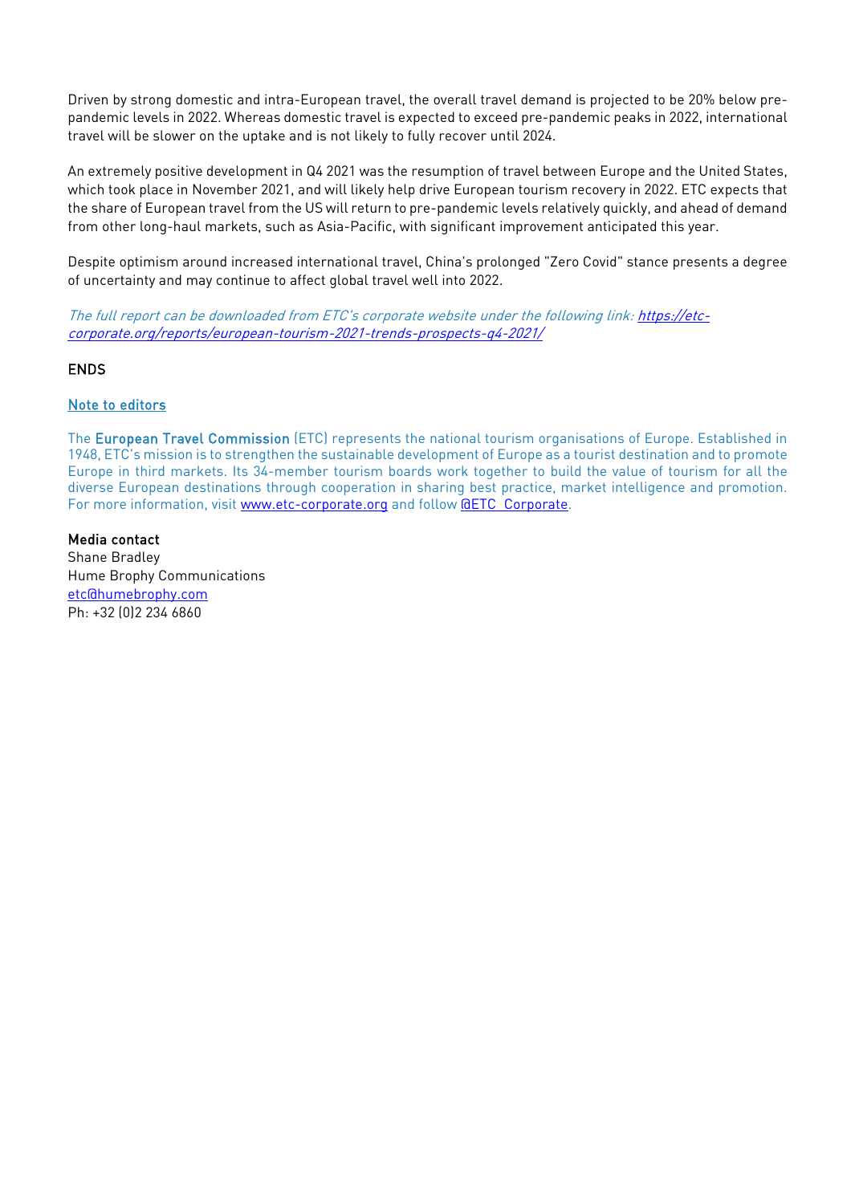Driven by strong domestic and intra-European travel, the overall travel demand is projected to be 20% below pre-pandemic levels in 2022. Whereas domestic travel is expected to exceed pre-pandemic peaks in 2022, international travel will be slower on the uptake and is not likely to fully recover until 2024.

An extremely positive development in Q4 2021 was the resumption of travel between Europe and the United States, which took place in November 2021, and will likely help drive European tourism recovery in 2022. ETC expects that the share of European travel from the US will return to pre-pandemic levels relatively quickly, and ahead of demand from other long-haul markets, such as Asia-Pacific, with significant improvement anticipated this year.

Despite optimism around increased international travel, China's prolonged "Zero Covid" stance presents a degree of uncertainty and may continue to affect global travel well into 2022.

*The full report can be downloaded from ETC's corporate website under the following link: [https://etc-corporate.org/reports/european-tourism-2021-trends-prospects-q4-2021/](https://etc-corporate.org/reports/european-tourism-2021-trends-prospects-q4-2021/)*

**ENDS**

Note to editors

The **European Travel Commission** (ETC) represents the national tourism organisations of Europe. Established in 1948, ETC's mission is to strengthen the sustainable development of Europe as a tourist destination and to promote Europe in third markets. Its 34-member tourism boards work together to build the value of tourism for all the diverse European destinations through cooperation in sharing best practice, market intelligence and promotion. For more information, visit [www.etc-corporate.org](http://www.etc-corporate.org) and follow @ETC_Corporate.

**Media contact**
Shane Bradley
Hume Brophy Communications
etc@humebrophy.com
Ph: +32 (0)2 234 6860